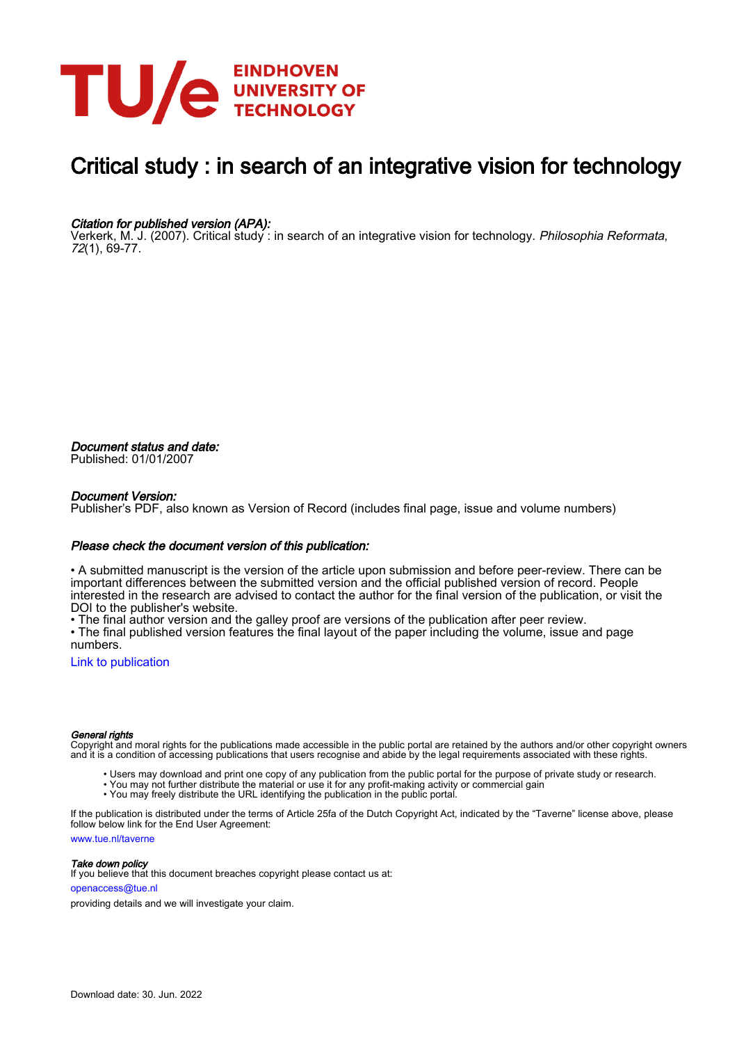EINDHOVEN UNIVERSITY OF TECHNOLOGY

# Critical study : in search of an integrative vision for technology

*Citation for published version (APA):*
Verkerk, M. J. (2007). Critical study : in search of an integrative vision for technology. *Philosophia Reformata*, *72*(1), 69-77.

*Document status and date:*
Published: 01/01/2007

*Document Version:*
Publisher's PDF, also known as Version of Record (includes final page, issue and volume numbers)

*Please check the document version of this publication:*

• A submitted manuscript is the version of the article upon submission and before peer-review. There can be important differences between the submitted version and the official published version of record. People interested in the research are advised to contact the author for the final version of the publication, or visit the DOI to the publisher's website.
• The final author version and the galley proof are versions of the publication after peer review.
• The final published version features the final layout of the paper including the volume, issue and page numbers.

Link to publication

*General rights*
Copyright and moral rights for the publications made accessible in the public portal are retained by the authors and/or other copyright owners and it is a condition of accessing publications that users recognise and abide by the legal requirements associated with these rights.

• Users may download and print one copy of any publication from the public portal for the purpose of private study or research.
• You may not further distribute the material or use it for any profit-making activity or commercial gain
• You may freely distribute the URL identifying the publication in the public portal.

If the publication is distributed under the terms of Article 25fa of the Dutch Copyright Act, indicated by the "Taverne" license above, please follow below link for the End User Agreement:

www.tue.nl/taverne

*Take down policy*
If you believe that this document breaches copyright please contact us at:

openaccess@tue.nl

providing details and we will investigate your claim.

Download date: 30. Jun. 2022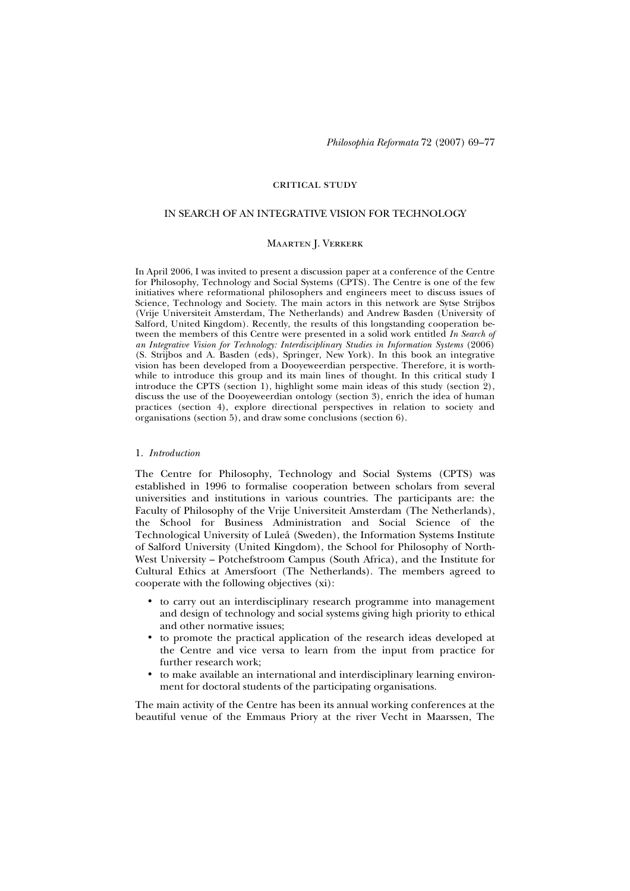# CRITICAL STUDY

## IN SEARCH OF AN INTEGRATIVE VISION FOR TECHNOLOGY

### Maarten J. Verkerk

In April 2006, I was invited to present a discussion paper at a conference of the Centre for Philosophy, Technology and Social Systems (CPTS). The Centre is one of the few initiatives where reformational philosophers and engineers meet to discuss issues of Science, Technology and Society. The main actors in this network are Sytse Strijbos (Vrije Universiteit Amsterdam, The Netherlands) and Andrew Basden (University of Salford, United Kingdom). Recently, the results of this longstanding cooperation between the members of this Centre were presented in a solid work entitled *In Search of an Integrative Vision for Technology: Interdisciplinary Studies in Information Systems* (2006) (S. Strijbos and A. Basden (eds), Springer, New York). In this book an integrative vision has been developed from a Dooyeweerdian perspective. Therefore, it is worthwhile to introduce this group and its main lines of thought. In this critical study I introduce the CPTS (section 1), highlight some main ideas of this study (section 2), discuss the use of the Dooyeweerdian ontology (section 3), enrich the idea of human practices (section 4), explore directional perspectives in relation to society and organisations (section 5), and draw some conclusions (section 6).

### 1. *Introduction*

The Centre for Philosophy, Technology and Social Systems (CPTS) was established in 1996 to formalise cooperation between scholars from several universities and institutions in various countries. The participants are: the Faculty of Philosophy of the Vrije Universiteit Amsterdam (The Netherlands), the School for Business Administration and Social Science of the Technological University of Luleå (Sweden), the Information Systems Institute of Salford University (United Kingdom), the School for Philosophy of North-West University – Potchefstroom Campus (South Africa), and the Institute for Cultural Ethics at Amersfoort (The Netherlands). The members agreed to cooperate with the following objectives (xi):

- to carry out an interdisciplinary research programme into management and design of technology and social systems giving high priority to ethical and other normative issues;
- to promote the practical application of the research ideas developed at the Centre and vice versa to learn from the input from practice for further research work;
- to make available an international and interdisciplinary learning environment for doctoral students of the participating organisations.

The main activity of the Centre has been its annual working conferences at the beautiful venue of the Emmaus Priory at the river Vecht in Maarssen, The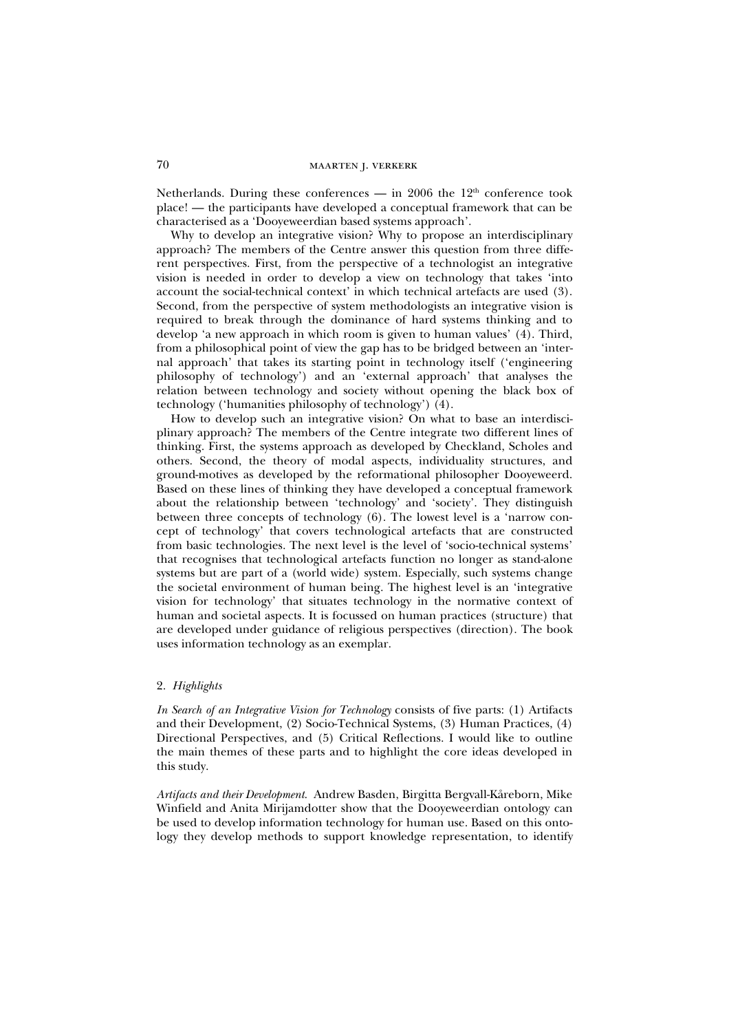Netherlands. During these conferences — in 2006 the 12th conference took place! — the participants have developed a conceptual framework that can be characterised as a 'Dooyeweerdian based systems approach'.

Why to develop an integrative vision? Why to propose an interdisciplinary approach? The members of the Centre answer this question from three different perspectives. First, from the perspective of a technologist an integrative vision is needed in order to develop a view on technology that takes 'into account the social-technical context' in which technical artefacts are used (3). Second, from the perspective of system methodologists an integrative vision is required to break through the dominance of hard systems thinking and to develop 'a new approach in which room is given to human values' (4). Third, from a philosophical point of view the gap has to be bridged between an 'internal approach' that takes its starting point in technology itself ('engineering philosophy of technology') and an 'external approach' that analyses the relation between technology and society without opening the black box of technology ('humanities philosophy of technology') (4).

How to develop such an integrative vision? On what to base an interdisciplinary approach? The members of the Centre integrate two different lines of thinking. First, the systems approach as developed by Checkland, Scholes and others. Second, the theory of modal aspects, individuality structures, and ground-motives as developed by the reformational philosopher Dooyeweerd. Based on these lines of thinking they have developed a conceptual framework about the relationship between 'technology' and 'society'. They distinguish between three concepts of technology (6). The lowest level is a 'narrow concept of technology' that covers technological artefacts that are constructed from basic technologies. The next level is the level of 'socio-technical systems' that recognises that technological artefacts function no longer as stand-alone systems but are part of a (world wide) system. Especially, such systems change the societal environment of human being. The highest level is an 'integrative vision for technology' that situates technology in the normative context of human and societal aspects. It is focussed on human practices (structure) that are developed under guidance of religious perspectives (direction). The book uses information technology as an exemplar.

## 2. *Highlights*

*In Search of an Integrative Vision for Technology* consists of five parts: (1) Artifacts and their Development, (2) Socio-Technical Systems, (3) Human Practices, (4) Directional Perspectives, and (5) Critical Reflections. I would like to outline the main themes of these parts and to highlight the core ideas developed in this study.

*Artifacts and their Development.* Andrew Basden, Birgitta Bergvall-Kåreborn, Mike Winfield and Anita Mirijamdotter show that the Dooyeweerdian ontology can be used to develop information technology for human use. Based on this ontology they develop methods to support knowledge representation, to identify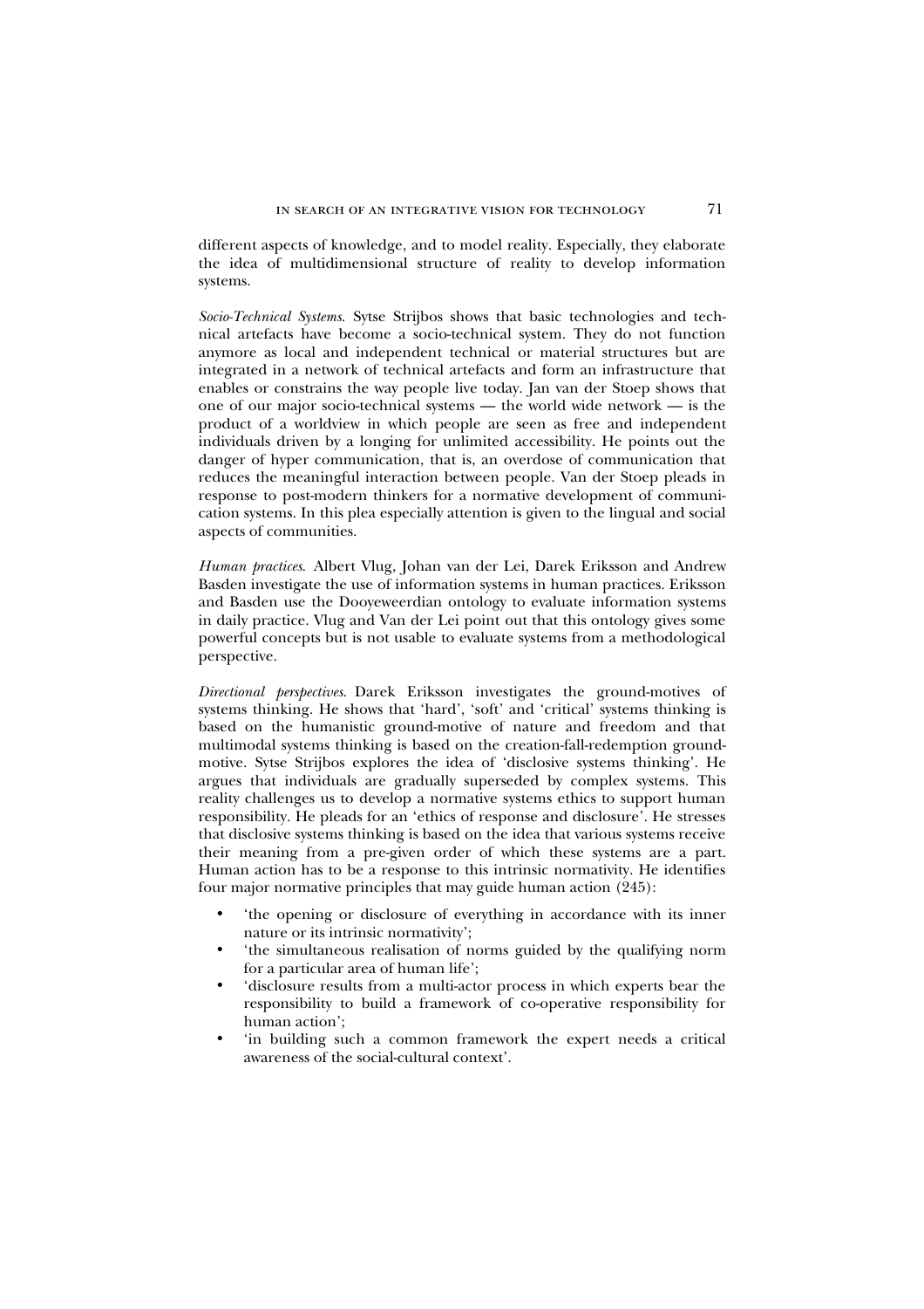different aspects of knowledge, and to model reality. Especially, they elaborate the idea of multidimensional structure of reality to develop information systems.

*Socio-Technical Systems*. Sytse Strijbos shows that basic technologies and technical artefacts have become a socio-technical system. They do not function anymore as local and independent technical or material structures but are integrated in a network of technical artefacts and form an infrastructure that enables or constrains the way people live today. Jan van der Stoep shows that one of our major socio-technical systems — the world wide network — is the product of a worldview in which people are seen as free and independent individuals driven by a longing for unlimited accessibility. He points out the danger of hyper communication, that is, an overdose of communication that reduces the meaningful interaction between people. Van der Stoep pleads in response to post-modern thinkers for a normative development of communication systems. In this plea especially attention is given to the lingual and social aspects of communities.

*Human practices*. Albert Vlug, Johan van der Lei, Darek Eriksson and Andrew Basden investigate the use of information systems in human practices. Eriksson and Basden use the Dooyeweerdian ontology to evaluate information systems in daily practice. Vlug and Van der Lei point out that this ontology gives some powerful concepts but is not usable to evaluate systems from a methodological perspective.

*Directional perspectives*. Darek Eriksson investigates the ground-motives of systems thinking. He shows that 'hard', 'soft' and 'critical' systems thinking is based on the humanistic ground-motive of nature and freedom and that multimodal systems thinking is based on the creation-fall-redemption ground-motive. Sytse Strijbos explores the idea of 'disclosive systems thinking'. He argues that individuals are gradually superseded by complex systems. This reality challenges us to develop a normative systems ethics to support human responsibility. He pleads for an 'ethics of response and disclosure'. He stresses that disclosive systems thinking is based on the idea that various systems receive their meaning from a pre-given order of which these systems are a part. Human action has to be a response to this intrinsic normativity. He identifies four major normative principles that may guide human action (245):

- 'the opening or disclosure of everything in accordance with its inner nature or its intrinsic normativity';
- 'the simultaneous realisation of norms guided by the qualifying norm for a particular area of human life';
- 'disclosure results from a multi-actor process in which experts bear the responsibility to build a framework of co-operative responsibility for human action';
- 'in building such a common framework the expert needs a critical awareness of the social-cultural context'.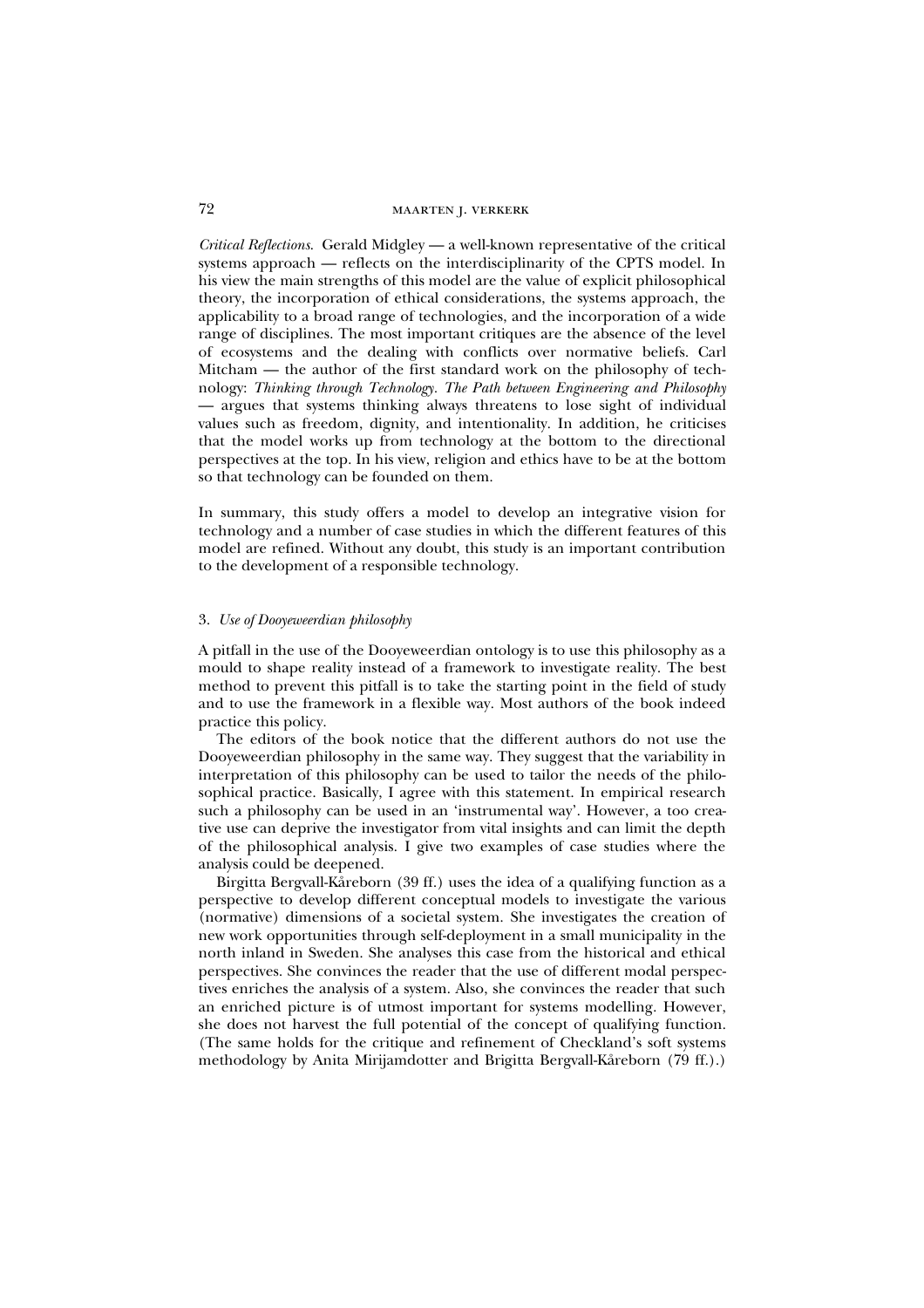*Critical Reflections*. Gerald Midgley — a well-known representative of the critical systems approach — reflects on the interdisciplinarity of the CPTS model. In his view the main strengths of this model are the value of explicit philosophical theory, the incorporation of ethical considerations, the systems approach, the applicability to a broad range of technologies, and the incorporation of a wide range of disciplines. The most important critiques are the absence of the level of ecosystems and the dealing with conflicts over normative beliefs. Carl Mitcham — the author of the first standard work on the philosophy of technology: *Thinking through Technology. The Path between Engineering and Philosophy* — argues that systems thinking always threatens to lose sight of individual values such as freedom, dignity, and intentionality. In addition, he criticises that the model works up from technology at the bottom to the directional perspectives at the top. In his view, religion and ethics have to be at the bottom so that technology can be founded on them.

In summary, this study offers a model to develop an integrative vision for technology and a number of case studies in which the different features of this model are refined. Without any doubt, this study is an important contribution to the development of a responsible technology.

### 3. *Use of Dooyeweerdian philosophy*

A pitfall in the use of the Dooyeweerdian ontology is to use this philosophy as a mould to shape reality instead of a framework to investigate reality. The best method to prevent this pitfall is to take the starting point in the field of study and to use the framework in a flexible way. Most authors of the book indeed practice this policy.

The editors of the book notice that the different authors do not use the Dooyeweerdian philosophy in the same way. They suggest that the variability in interpretation of this philosophy can be used to tailor the needs of the philosophical practice. Basically, I agree with this statement. In empirical research such a philosophy can be used in an 'instrumental way'. However, a too creative use can deprive the investigator from vital insights and can limit the depth of the philosophical analysis. I give two examples of case studies where the analysis could be deepened.

Birgitta Bergvall-Kåreborn (39 ff.) uses the idea of a qualifying function as a perspective to develop different conceptual models to investigate the various (normative) dimensions of a societal system. She investigates the creation of new work opportunities through self-deployment in a small municipality in the north inland in Sweden. She analyses this case from the historical and ethical perspectives. She convinces the reader that the use of different modal perspectives enriches the analysis of a system. Also, she convinces the reader that such an enriched picture is of utmost important for systems modelling. However, she does not harvest the full potential of the concept of qualifying function. (The same holds for the critique and refinement of Checkland's soft systems methodology by Anita Mirijamdotter and Brigitta Bergvall-Kåreborn (79 ff.).)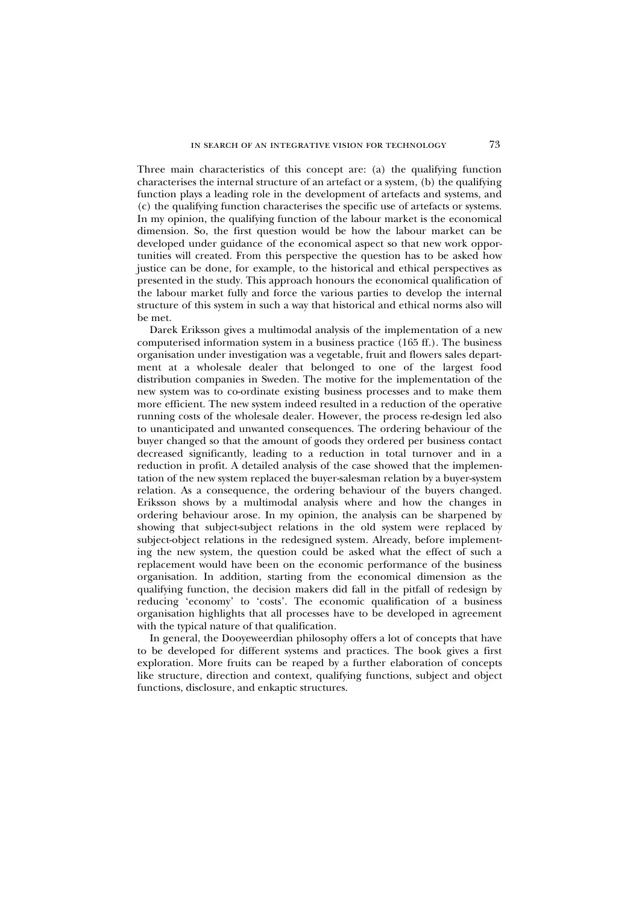Three main characteristics of this concept are: (a) the qualifying function characterises the internal structure of an artefact or a system, (b) the qualifying function plays a leading role in the development of artefacts and systems, and (c) the qualifying function characterises the specific use of artefacts or systems. In my opinion, the qualifying function of the labour market is the economical dimension. So, the first question would be how the labour market can be developed under guidance of the economical aspect so that new work opportunities will created. From this perspective the question has to be asked how justice can be done, for example, to the historical and ethical perspectives as presented in the study. This approach honours the economical qualification of the labour market fully and force the various parties to develop the internal structure of this system in such a way that historical and ethical norms also will be met.

Darek Eriksson gives a multimodal analysis of the implementation of a new computerised information system in a business practice (165 ff.). The business organisation under investigation was a vegetable, fruit and flowers sales department at a wholesale dealer that belonged to one of the largest food distribution companies in Sweden. The motive for the implementation of the new system was to co-ordinate existing business processes and to make them more efficient. The new system indeed resulted in a reduction of the operative running costs of the wholesale dealer. However, the process re-design led also to unanticipated and unwanted consequences. The ordering behaviour of the buyer changed so that the amount of goods they ordered per business contact decreased significantly, leading to a reduction in total turnover and in a reduction in profit. A detailed analysis of the case showed that the implementation of the new system replaced the buyer-salesman relation by a buyer-system relation. As a consequence, the ordering behaviour of the buyers changed. Eriksson shows by a multimodal analysis where and how the changes in ordering behaviour arose. In my opinion, the analysis can be sharpened by showing that subject-subject relations in the old system were replaced by subject-object relations in the redesigned system. Already, before implementing the new system, the question could be asked what the effect of such a replacement would have been on the economic performance of the business organisation. In addition, starting from the economical dimension as the qualifying function, the decision makers did fall in the pitfall of redesign by reducing 'economy' to 'costs'. The economic qualification of a business organisation highlights that all processes have to be developed in agreement with the typical nature of that qualification.

In general, the Dooyeweerdian philosophy offers a lot of concepts that have to be developed for different systems and practices. The book gives a first exploration. More fruits can be reaped by a further elaboration of concepts like structure, direction and context, qualifying functions, subject and object functions, disclosure, and enkaptic structures.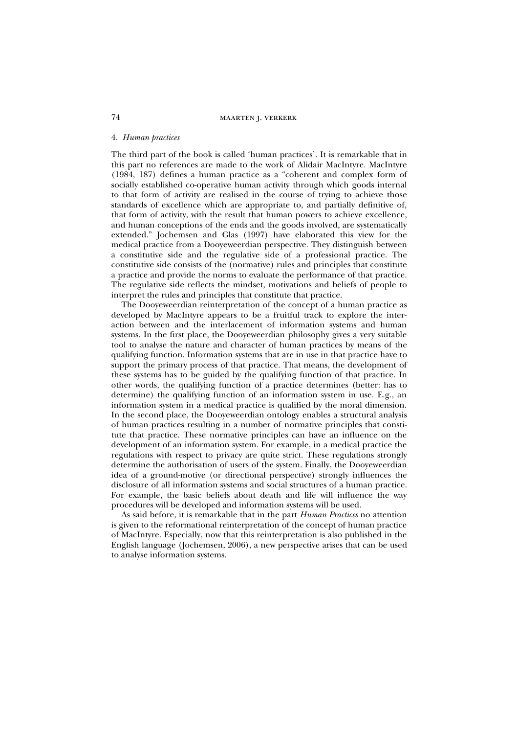### 4. *Human practices*

The third part of the book is called 'human practices'. It is remarkable that in this part no references are made to the work of Alidair MacIntyre. MacIntyre (1984, 187) defines a human practice as a "coherent and complex form of socially established co-operative human activity through which goods internal to that form of activity are realised in the course of trying to achieve those standards of excellence which are appropriate to, and partially definitive of, that form of activity, with the result that human powers to achieve excellence, and human conceptions of the ends and the goods involved, are systematically extended." Jochemsen and Glas (1997) have elaborated this view for the medical practice from a Dooyeweerdian perspective. They distinguish between a constitutive side and the regulative side of a professional practice. The constitutive side consists of the (normative) rules and principles that constitute a practice and provide the norms to evaluate the performance of that practice. The regulative side reflects the mindset, motivations and beliefs of people to interpret the rules and principles that constitute that practice.

The Dooyeweerdian reinterpretation of the concept of a human practice as developed by MacIntyre appears to be a fruitful track to explore the interaction between and the interlacement of information systems and human systems. In the first place, the Dooyeweerdian philosophy gives a very suitable tool to analyse the nature and character of human practices by means of the qualifying function. Information systems that are in use in that practice have to support the primary process of that practice. That means, the development of these systems has to be guided by the qualifying function of that practice. In other words, the qualifying function of a practice determines (better: has to determine) the qualifying function of an information system in use. E.g., an information system in a medical practice is qualified by the moral dimension. In the second place, the Dooyeweerdian ontology enables a structural analysis of human practices resulting in a number of normative principles that constitute that practice. These normative principles can have an influence on the development of an information system. For example, in a medical practice the regulations with respect to privacy are quite strict. These regulations strongly determine the authorisation of users of the system. Finally, the Dooyeweerdian idea of a ground-motive (or directional perspective) strongly influences the disclosure of all information systems and social structures of a human practice. For example, the basic beliefs about death and life will influence the way procedures will be developed and information systems will be used.

As said before, it is remarkable that in the part *Human Practices* no attention is given to the reformational reinterpretation of the concept of human practice of MacIntyre. Especially, now that this reinterpretation is also published in the English language (Jochemsen, 2006), a new perspective arises that can be used to analyse information systems.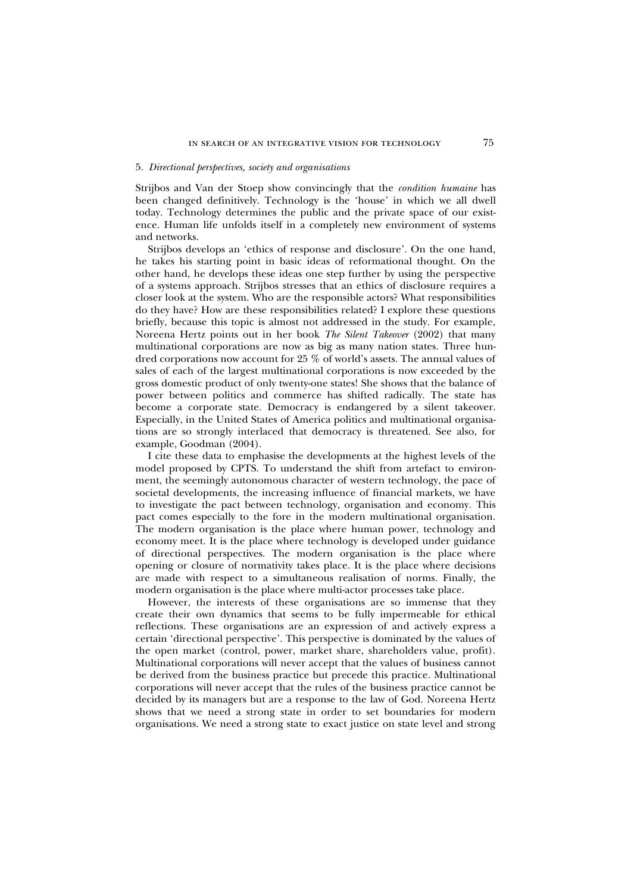### 5. *Directional perspectives, society and organisations*

Strijbos and Van der Stoep show convincingly that the *condition humaine* has been changed definitively. Technology is the 'house' in which we all dwell today. Technology determines the public and the private space of our existence. Human life unfolds itself in a completely new environment of systems and networks.

Strijbos develops an 'ethics of response and disclosure'. On the one hand, he takes his starting point in basic ideas of reformational thought. On the other hand, he develops these ideas one step further by using the perspective of a systems approach. Strijbos stresses that an ethics of disclosure requires a closer look at the system. Who are the responsible actors? What responsibilities do they have? How are these responsibilities related? I explore these questions briefly, because this topic is almost not addressed in the study. For example, Noreena Hertz points out in her book *The Silent Takeover* (2002) that many multinational corporations are now as big as many nation states. Three hundred corporations now account for 25 % of world's assets. The annual values of sales of each of the largest multinational corporations is now exceeded by the gross domestic product of only twenty-one states! She shows that the balance of power between politics and commerce has shifted radically. The state has become a corporate state. Democracy is endangered by a silent takeover. Especially, in the United States of America politics and multinational organisations are so strongly interlaced that democracy is threatened. See also, for example, Goodman (2004).

I cite these data to emphasise the developments at the highest levels of the model proposed by CPTS. To understand the shift from artefact to environment, the seemingly autonomous character of western technology, the pace of societal developments, the increasing influence of financial markets, we have to investigate the pact between technology, organisation and economy. This pact comes especially to the fore in the modern multinational organisation. The modern organisation is the place where human power, technology and economy meet. It is the place where technology is developed under guidance of directional perspectives. The modern organisation is the place where opening or closure of normativity takes place. It is the place where decisions are made with respect to a simultaneous realisation of norms. Finally, the modern organisation is the place where multi-actor processes take place.

However, the interests of these organisations are so immense that they create their own dynamics that seems to be fully impermeable for ethical reflections. These organisations are an expression of and actively express a certain 'directional perspective'. This perspective is dominated by the values of the open market (control, power, market share, shareholders value, profit). Multinational corporations will never accept that the values of business cannot be derived from the business practice but precede this practice. Multinational corporations will never accept that the rules of the business practice cannot be decided by its managers but are a response to the law of God. Noreena Hertz shows that we need a strong state in order to set boundaries for modern organisations. We need a strong state to exact justice on state level and strong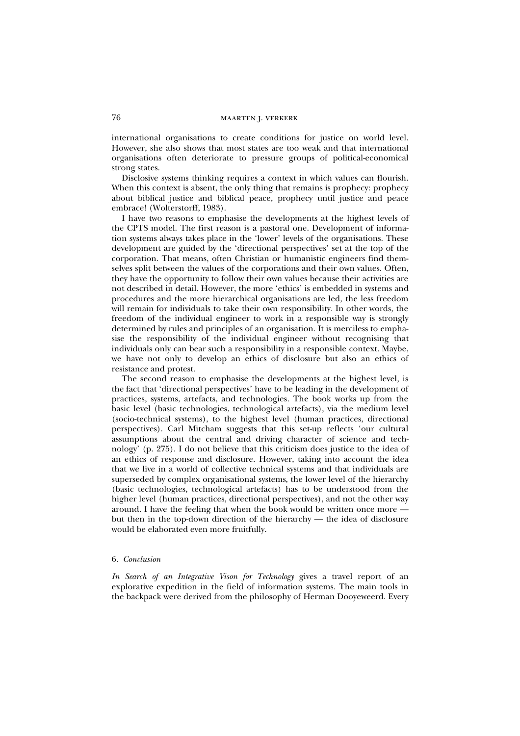international organisations to create conditions for justice on world level. However, she also shows that most states are too weak and that international organisations often deteriorate to pressure groups of political-economical strong states.

Disclosive systems thinking requires a context in which values can flourish. When this context is absent, the only thing that remains is prophecy: prophecy about biblical justice and biblical peace, prophecy until justice and peace embrace! (Wolterstorff, 1983).

I have two reasons to emphasise the developments at the highest levels of the CPTS model. The first reason is a pastoral one. Development of information systems always takes place in the 'lower' levels of the organisations. These development are guided by the 'directional perspectives' set at the top of the corporation. That means, often Christian or humanistic engineers find themselves split between the values of the corporations and their own values. Often, they have the opportunity to follow their own values because their activities are not described in detail. However, the more 'ethics' is embedded in systems and procedures and the more hierarchical organisations are led, the less freedom will remain for individuals to take their own responsibility. In other words, the freedom of the individual engineer to work in a responsible way is strongly determined by rules and principles of an organisation. It is merciless to emphasise the responsibility of the individual engineer without recognising that individuals only can bear such a responsibility in a responsible context. Maybe, we have not only to develop an ethics of disclosure but also an ethics of resistance and protest.

The second reason to emphasise the developments at the highest level, is the fact that 'directional perspectives' have to be leading in the development of practices, systems, artefacts, and technologies. The book works up from the basic level (basic technologies, technological artefacts), via the medium level (socio-technical systems), to the highest level (human practices, directional perspectives). Carl Mitcham suggests that this set-up reflects 'our cultural assumptions about the central and driving character of science and technology' (p. 275). I do not believe that this criticism does justice to the idea of an ethics of response and disclosure. However, taking into account the idea that we live in a world of collective technical systems and that individuals are superseded by complex organisational systems, the lower level of the hierarchy (basic technologies, technological artefacts) has to be understood from the higher level (human practices, directional perspectives), and not the other way around. I have the feeling that when the book would be written once more — but then in the top-down direction of the hierarchy — the idea of disclosure would be elaborated even more fruitfully.

## 6. *Conclusion*

*In Search of an Integrative Vison for Technology* gives a travel report of an explorative expedition in the field of information systems. The main tools in the backpack were derived from the philosophy of Herman Dooyeweerd. Every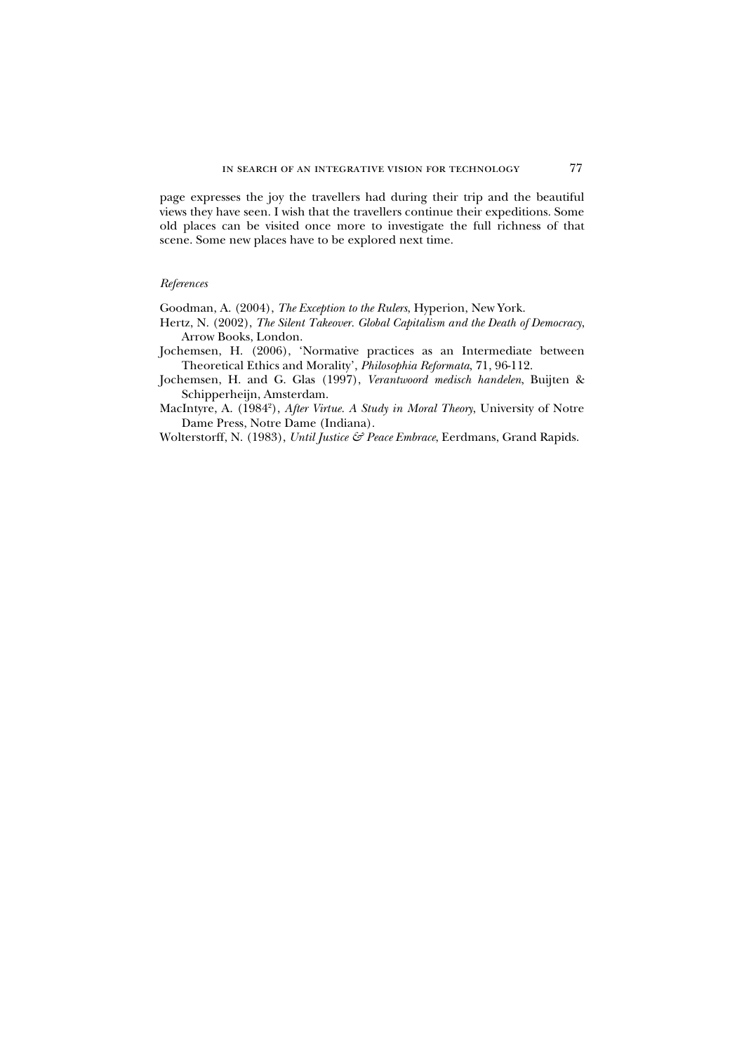page expresses the joy the travellers had during their trip and the beautiful views they have seen. I wish that the travellers continue their expeditions. Some old places can be visited once more to investigate the full richness of that scene. Some new places have to be explored next time.

### *References*

Goodman, A. (2004), *The Exception to the Rulers*, Hyperion, New York.

Hertz, N. (2002), *The Silent Takeover. Global Capitalism and the Death of Democracy*, Arrow Books, London.

Jochemsen, H. (2006), 'Normative practices as an Intermediate between Theoretical Ethics and Morality', *Philosophia Reformata*, 71, 96-112.

Jochemsen, H. and G. Glas (1997), *Verantwoord medisch handelen*, Buijten & Schipperheijn, Amsterdam.

MacIntyre, A. (1984[2]), *After Virtue. A Study in Moral Theory*, University of Notre Dame Press, Notre Dame (Indiana).

Wolterstorff, N. (1983), *Until Justice & Peace Embrace*, Eerdmans, Grand Rapids.